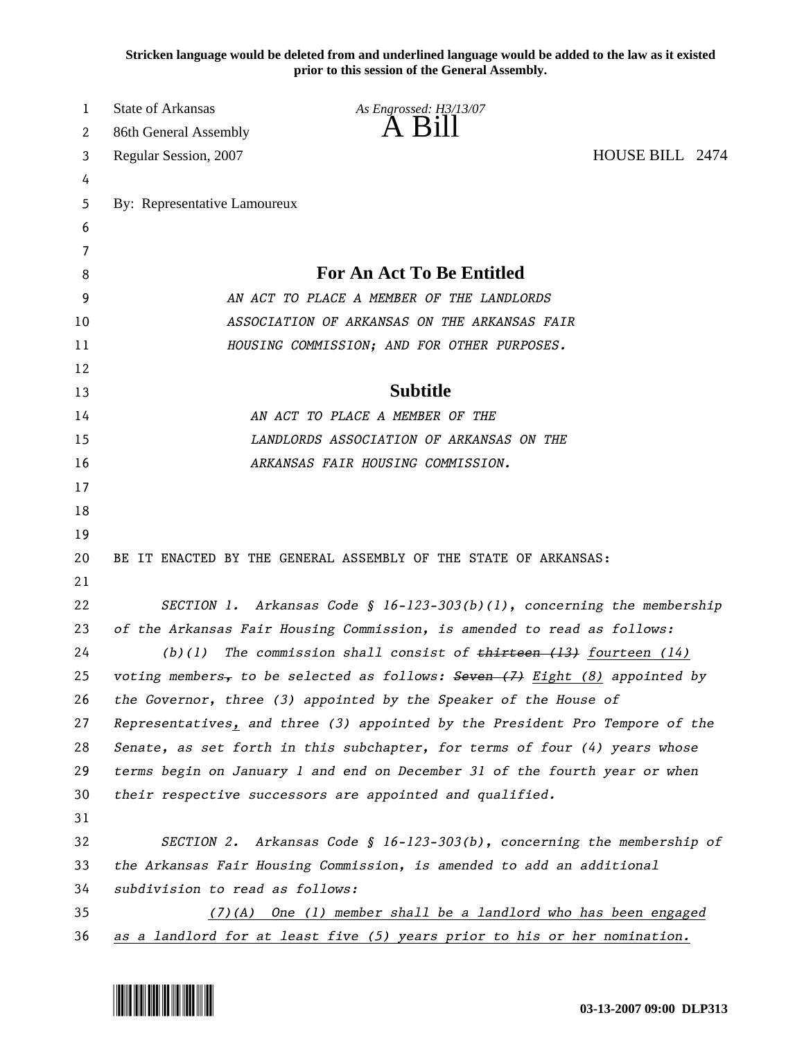**Stricken language would be deleted from and underlined language would be added to the law as it existed prior to this session of the General Assembly.**

State of Arkansas
86th General Assembly
Regular Session, 2007

*As Engrossed: H3/13/07*

# A Bill

HOUSE BILL 2474

By: Representative Lamoureux

## For An Act To Be Entitled

*AN ACT TO PLACE A MEMBER OF THE LANDLORDS ASSOCIATION OF ARKANSAS ON THE ARKANSAS FAIR HOUSING COMMISSION; AND FOR OTHER PURPOSES.*

## Subtitle

*AN ACT TO PLACE A MEMBER OF THE LANDLORDS ASSOCIATION OF ARKANSAS ON THE ARKANSAS FAIR HOUSING COMMISSION.*

BE IT ENACTED BY THE GENERAL ASSEMBLY OF THE STATE OF ARKANSAS:

*SECTION 1. Arkansas Code § 16-123-303(b)(1), concerning the membership of the Arkansas Fair Housing Commission, is amended to read as follows:*

*(b)(1) The commission shall consist of ~~thirteen (13)~~ fourteen (14) voting members~~,~~ to be selected as follows: ~~Seven (7)~~ Eight (8) appointed by the Governor, three (3) appointed by the Speaker of the House of Representatives, and three (3) appointed by the President Pro Tempore of the Senate, as set forth in this subchapter, for terms of four (4) years whose terms begin on January 1 and end on December 31 of the fourth year or when their respective successors are appointed and qualified.*

*SECTION 2. Arkansas Code § 16-123-303(b), concerning the membership of the Arkansas Fair Housing Commission, is amended to add an additional subdivision to read as follows:*

*(7)(A) One (1) member shall be a landlord who has been engaged as a landlord for at least five (5) years prior to his or her nomination.*

03-13-2007 09:00 DLP313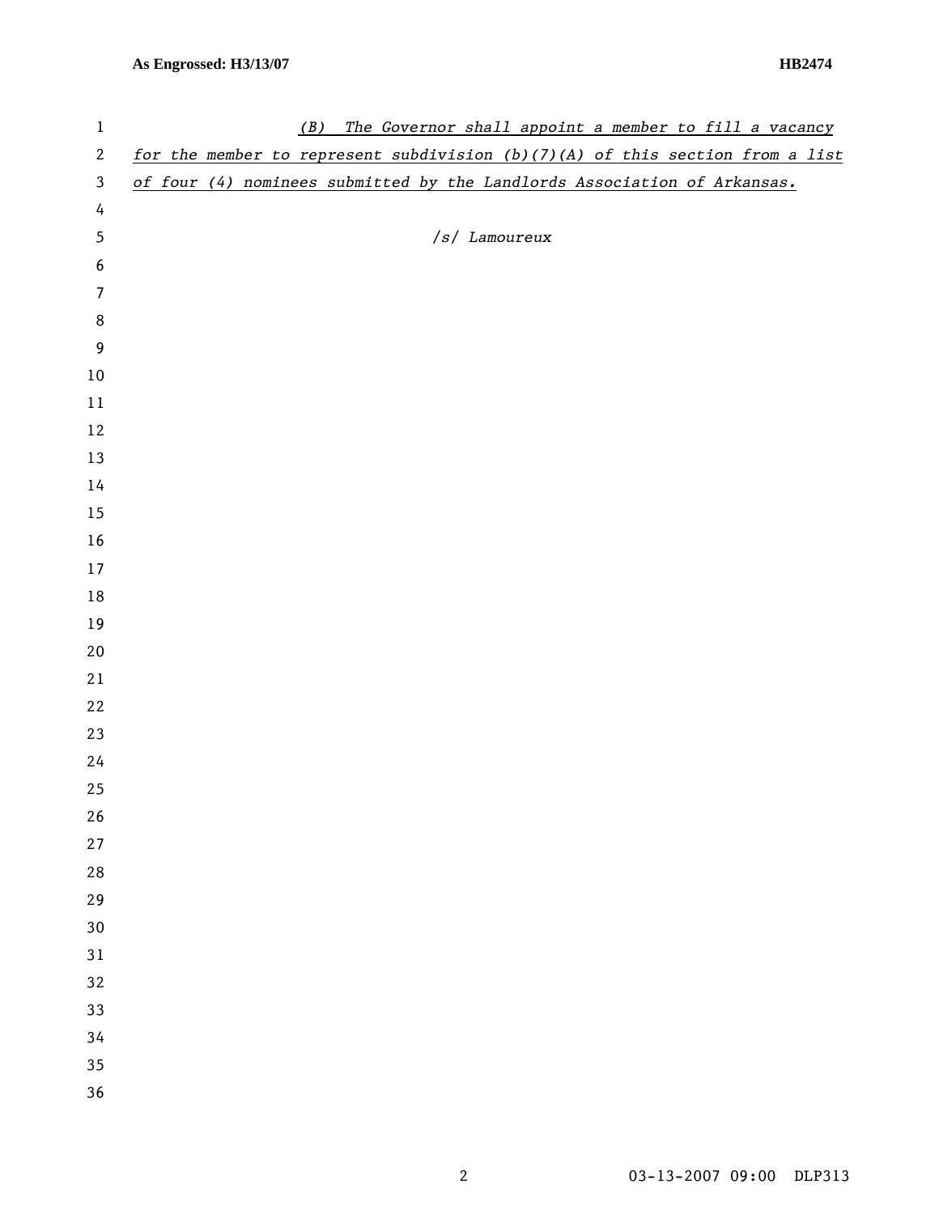*(B) The Governor shall appoint a member to fill a vacancy for the member to represent subdivision (b)(7)(A) of this section from a list of four (4) nominees submitted by the Landlords Association of Arkansas.*

/s/ Lamoureux